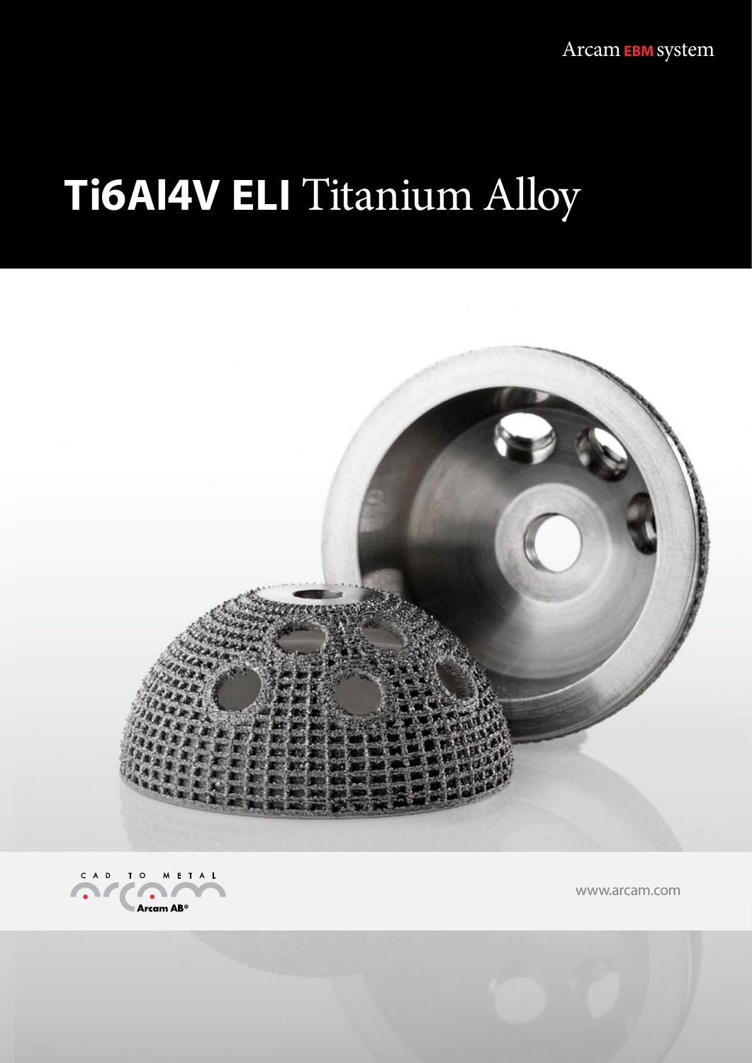Arcam EBM system

# Ti6Al4V ELI Titanium Alloy

CAD TO METAL

Arcam AB®

www.arcam.com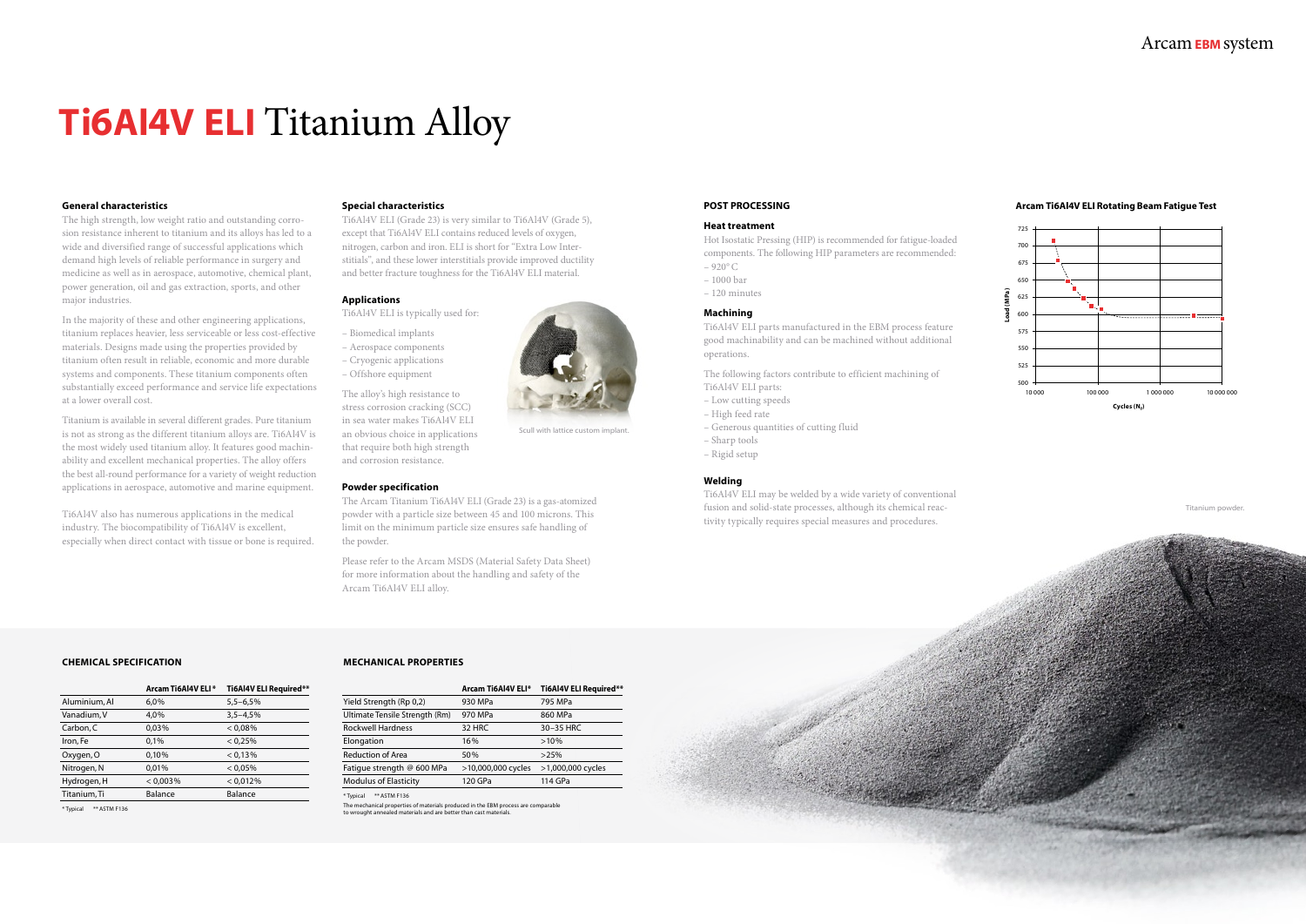# **Ti6Al4V ELI** Titanium Alloy

### General characteristics

The high strength, low weight ratio and outstanding corrosion resistance inherent to titanium and its alloys has led to a wide and diversified range of successful applications which demand high levels of reliable performance in surgery and medicine as well as in aerospace, automotive, chemical plant, power generation, oil and gas extraction, sports, and other major industries.

In the majority of these and other engineering applications, titanium replaces heavier, less serviceable or less cost-effective materials. Designs made using the properties provided by titanium often result in reliable, economic and more durable systems and components. These titanium components often substantially exceed performance and service life expectations at a lower overall cost.

Titanium is available in several different grades. Pure titanium is not as strong as the different titanium alloys are. Ti6Al4V is the most widely used titanium alloy. It features good machinability and excellent mechanical properties. The alloy offers the best all-round performance for a variety of weight reduction applications in aerospace, automotive and marine equipment.

Ti6Al4V also has numerous applications in the medical industry. The biocompatibility of Ti6Al4V is excellent, especially when direct contact with tissue or bone is required.

### Special characteristics

Ti6Al4V ELI (Grade 23) is very similar to Ti6Al4V (Grade 5), except that Ti6Al4V ELI contains reduced levels of oxygen, nitrogen, carbon and iron. ELI is short for "Extra Low Interstitials", and these lower interstitials provide improved ductility and better fracture toughness for the Ti6Al4V ELI material.

### Applications

Ti6Al4V ELI is typically used for:

- Biomedical implants
- Aerospace components
- Cryogenic applications
- Offshore equipment

The alloy's high resistance to stress corrosion cracking (SCC) in sea water makes Ti6Al4V ELI an obvious choice in applications that require both high strength and corrosion resistance.

Scull with lattice custom implant.

### Powder specification

The Arcam Titanium Ti6Al4V ELI (Grade 23) is a gas-atomized powder with a particle size between 45 and 100 microns. This limit on the minimum particle size ensures safe handling of the powder.

Please refer to the Arcam MSDS (Material Safety Data Sheet) for more information about the handling and safety of the Arcam Ti6Al4V ELI alloy.

## POST PROCESSING

### Heat treatment

Hot Isostatic Pressing (HIP) is recommended for fatigue-loaded components. The following HIP parameters are recommended:
- 920°C
- 1000 bar
- 120 minutes

### Machining

Ti6Al4V ELI parts manufactured in the EBM process feature good machinability and can be machined without additional operations.

The following factors contribute to efficient machining of Ti6Al4V ELI parts:
- Low cutting speeds
- High feed rate
- Generous quantities of cutting fluid
- Sharp tools
- Rigid setup

### Welding

Ti6Al4V ELI may be welded by a wide variety of conventional fusion and solid-state processes, although its chemical reactivity typically requires special measures and procedures.

### Arcam Ti6Al4V ELI Rotating Beam Fatigue Test

Titanium powder.

## CHEMICAL SPECIFICATION

| | Arcam Ti6Al4V ELI* | Ti6Al4V ELI Required** |
|---|---|---|
| Aluminium, Al | 6,0% | 5,5–6,5% |
| Vanadium, V | 4,0% | 3,5–4,5% |
| Carbon, C | 0,03% | < 0,08% |
| Iron, Fe | 0,1% | < 0,25% |
| Oxygen, O | 0,10% | < 0,13% |
| Nitrogen, N | 0,01% | < 0,05% |
| Hydrogen, H | < 0,003% | < 0,012% |
| Titanium, Ti | Balance | Balance |

\* Typical  ** ASTM F136

## MECHANICAL PROPERTIES

| | Arcam Ti6Al4V ELI* | Ti6Al4V ELI Required** |
|---|---|---|
| Yield Strength (Rp 0,2) | 930 MPa | 795 MPa |
| Ultimate Tensile Strength (Rm) | 970 MPa | 860 MPa |
| Rockwell Hardness | 32 HRC | 30–35 HRC |
| Elongation | 16% | >10% |
| Reduction of Area | 50% | >25% |
| Fatigue strength @ 600 MPa | >10,000,000 cycles | >1,000,000 cycles |
| Modulus of Elasticity | 120 GPa | 114 GPa |

\* Typical  ** ASTM F136

The mechanical properties of materials produced in the EBM process are comparable to wrought annealed materials and are better than cast materials.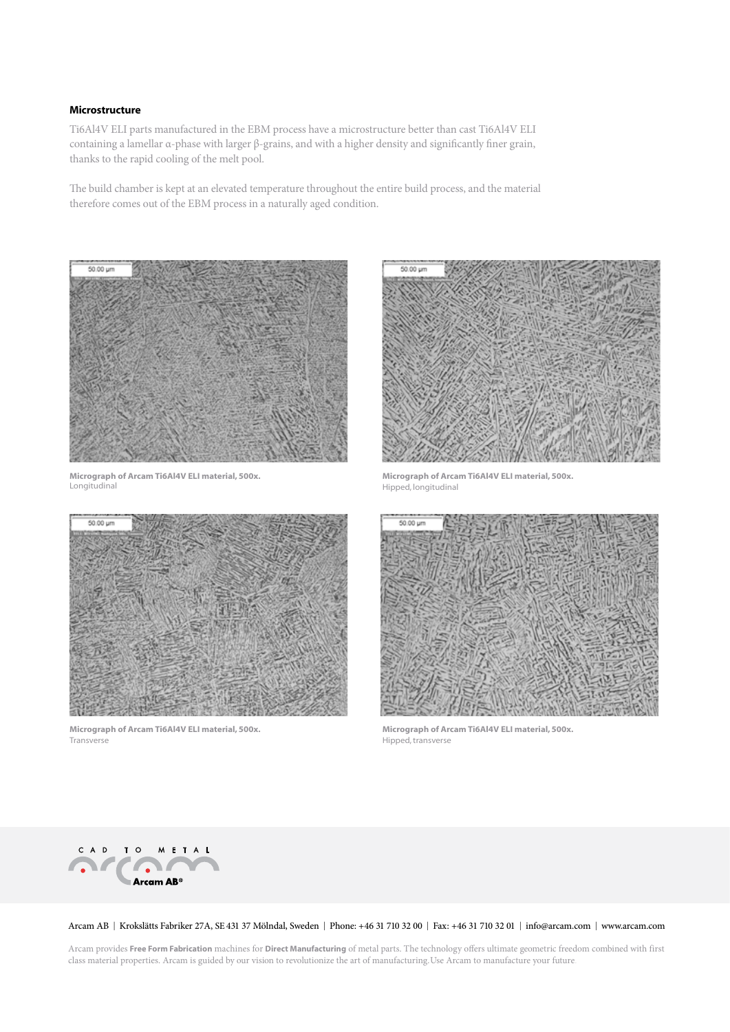**Microstructure**

Ti6Al4V ELI parts manufactured in the EBM process have a microstructure better than cast Ti6Al4V ELI containing a lamellar α-phase with larger β-grains, and with a higher density and significantly finer grain, thanks to the rapid cooling of the melt pool.

The build chamber is kept at an elevated temperature throughout the entire build process, and the material therefore comes out of the EBM process in a naturally aged condition.

**Micrograph of Arcam Ti6Al4V ELI material, 500x.**
Longitudinal

**Micrograph of Arcam Ti6Al4V ELI material, 500x.**
Hipped, longitudinal

**Micrograph of Arcam Ti6Al4V ELI material, 500x.**
Transverse

**Micrograph of Arcam Ti6Al4V ELI material, 500x.**
Hipped, transverse

CAD TO METAL
Arcam AB®

Arcam AB | Krokslätts Fabriker 27A, SE 431 37 Mölndal, Sweden | Phone: +46 31 710 32 00 | Fax: +46 31 710 32 01 | info@arcam.com | www.arcam.com

Arcam provides **Free Form Fabrication** machines for **Direct Manufacturing** of metal parts. The technology offers ultimate geometric freedom combined with first class material properties. Arcam is guided by our vision to revolutionize the art of manufacturing. Use Arcam to manufacture your future